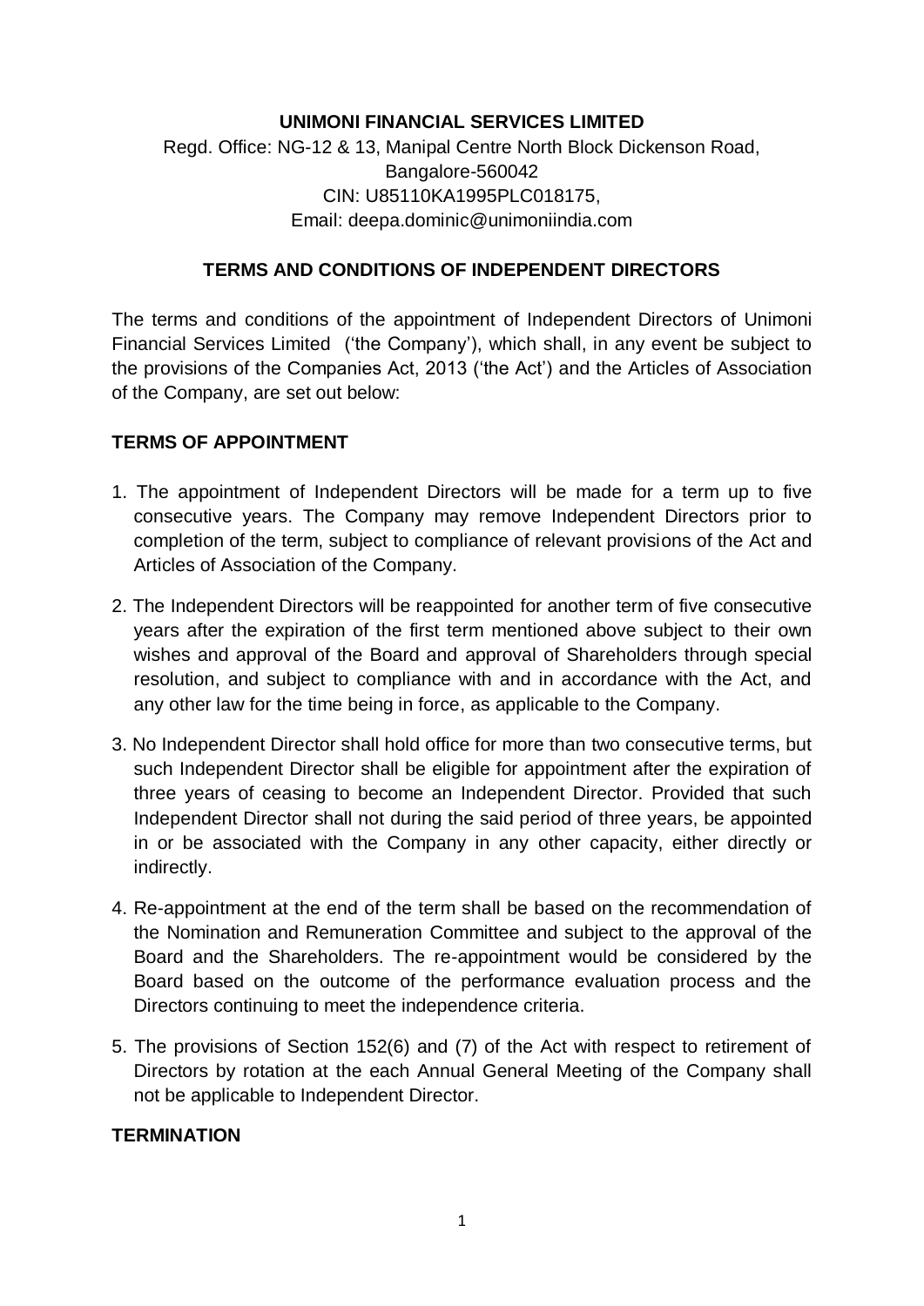**UNIMONI FINANCIAL SERVICES LIMITED**

Regd. Office: NG-12 & 13, Manipal Centre North Block Dickenson Road, Bangalore-560042
CIN: U85110KA1995PLC018175,
Email: deepa.dominic@unimoniindia.com

## TERMS AND CONDITIONS OF INDEPENDENT DIRECTORS

The terms and conditions of the appointment of Independent Directors of Unimoni Financial Services Limited ('the Company'), which shall, in any event be subject to the provisions of the Companies Act, 2013 ('the Act') and the Articles of Association of the Company, are set out below:

### TERMS OF APPOINTMENT

1. The appointment of Independent Directors will be made for a term up to five consecutive years. The Company may remove Independent Directors prior to completion of the term, subject to compliance of relevant provisions of the Act and Articles of Association of the Company.
2. The Independent Directors will be reappointed for another term of five consecutive years after the expiration of the first term mentioned above subject to their own wishes and approval of the Board and approval of Shareholders through special resolution, and subject to compliance with and in accordance with the Act, and any other law for the time being in force, as applicable to the Company.
3. No Independent Director shall hold office for more than two consecutive terms, but such Independent Director shall be eligible for appointment after the expiration of three years of ceasing to become an Independent Director. Provided that such Independent Director shall not during the said period of three years, be appointed in or be associated with the Company in any other capacity, either directly or indirectly.
4. Re-appointment at the end of the term shall be based on the recommendation of the Nomination and Remuneration Committee and subject to the approval of the Board and the Shareholders. The re-appointment would be considered by the Board based on the outcome of the performance evaluation process and the Directors continuing to meet the independence criteria.
5. The provisions of Section 152(6) and (7) of the Act with respect to retirement of Directors by rotation at the each Annual General Meeting of the Company shall not be applicable to Independent Director.

### TERMINATION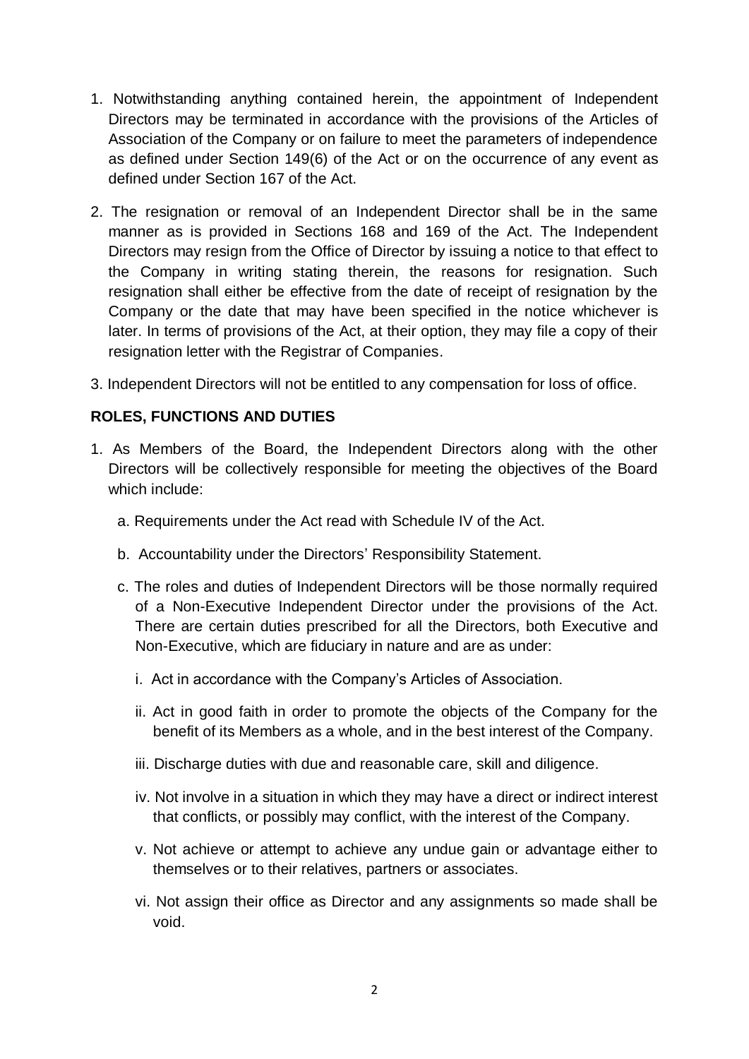1. Notwithstanding anything contained herein, the appointment of Independent Directors may be terminated in accordance with the provisions of the Articles of Association of the Company or on failure to meet the parameters of independence as defined under Section 149(6) of the Act or on the occurrence of any event as defined under Section 167 of the Act.

2. The resignation or removal of an Independent Director shall be in the same manner as is provided in Sections 168 and 169 of the Act. The Independent Directors may resign from the Office of Director by issuing a notice to that effect to the Company in writing stating therein, the reasons for resignation. Such resignation shall either be effective from the date of receipt of resignation by the Company or the date that may have been specified in the notice whichever is later. In terms of provisions of the Act, at their option, they may file a copy of their resignation letter with the Registrar of Companies.

3. Independent Directors will not be entitled to any compensation for loss of office.

## ROLES, FUNCTIONS AND DUTIES

1. As Members of the Board, the Independent Directors along with the other Directors will be collectively responsible for meeting the objectives of the Board which include:

   a. Requirements under the Act read with Schedule IV of the Act.

   b. Accountability under the Directors' Responsibility Statement.

   c. The roles and duties of Independent Directors will be those normally required of a Non-Executive Independent Director under the provisions of the Act. There are certain duties prescribed for all the Directors, both Executive and Non-Executive, which are fiduciary in nature and are as under:

      i. Act in accordance with the Company's Articles of Association.

      ii. Act in good faith in order to promote the objects of the Company for the benefit of its Members as a whole, and in the best interest of the Company.

      iii. Discharge duties with due and reasonable care, skill and diligence.

      iv. Not involve in a situation in which they may have a direct or indirect interest that conflicts, or possibly may conflict, with the interest of the Company.

      v. Not achieve or attempt to achieve any undue gain or advantage either to themselves or to their relatives, partners or associates.

      vi. Not assign their office as Director and any assignments so made shall be void.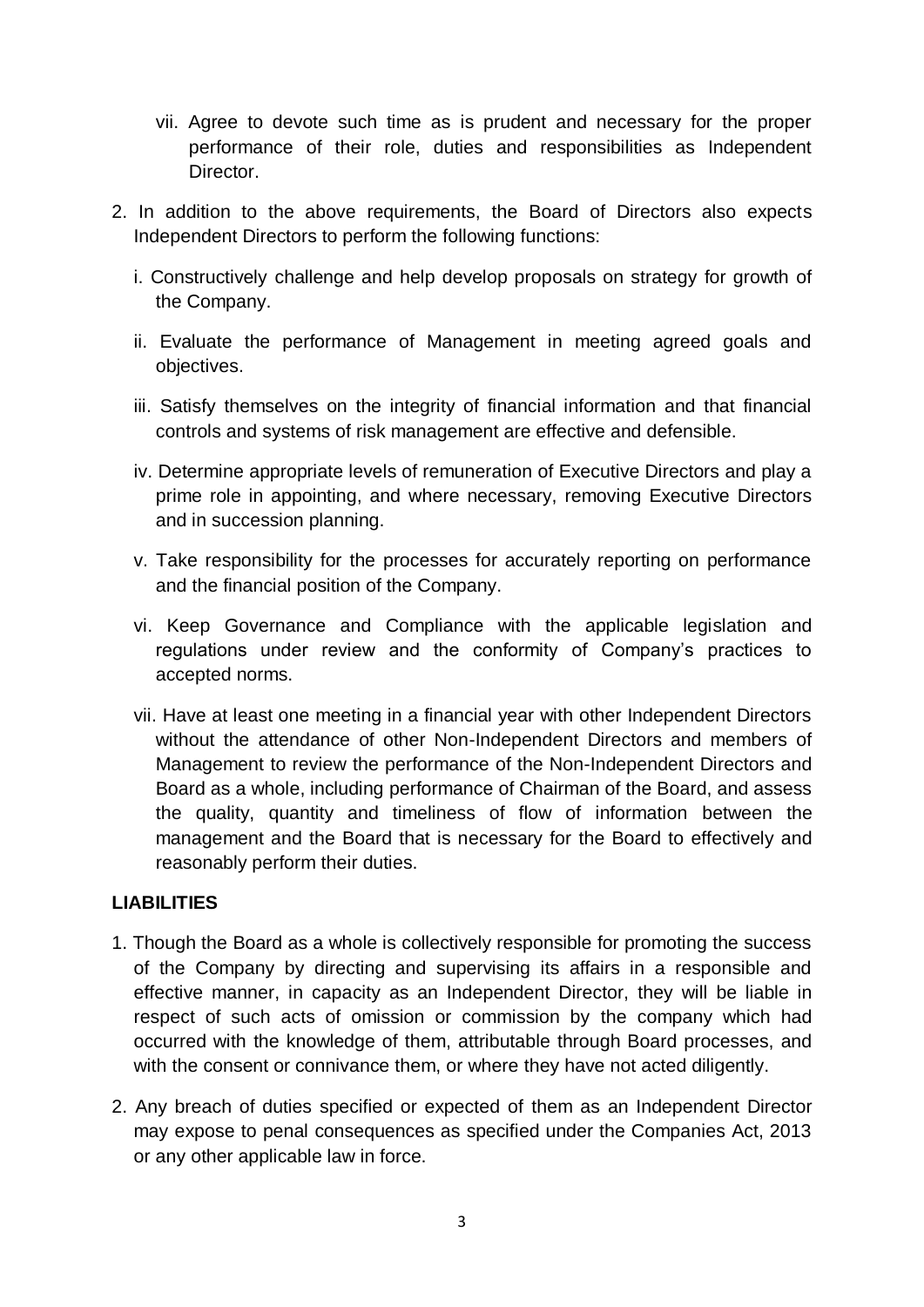vii. Agree to devote such time as is prudent and necessary for the proper performance of their role, duties and responsibilities as Independent Director.

2. In addition to the above requirements, the Board of Directors also expects Independent Directors to perform the following functions:

   i. Constructively challenge and help develop proposals on strategy for growth of the Company.

   ii. Evaluate the performance of Management in meeting agreed goals and objectives.

   iii. Satisfy themselves on the integrity of financial information and that financial controls and systems of risk management are effective and defensible.

   iv. Determine appropriate levels of remuneration of Executive Directors and play a prime role in appointing, and where necessary, removing Executive Directors and in succession planning.

   v. Take responsibility for the processes for accurately reporting on performance and the financial position of the Company.

   vi. Keep Governance and Compliance with the applicable legislation and regulations under review and the conformity of Company's practices to accepted norms.

   vii. Have at least one meeting in a financial year with other Independent Directors without the attendance of other Non-Independent Directors and members of Management to review the performance of the Non-Independent Directors and Board as a whole, including performance of Chairman of the Board, and assess the quality, quantity and timeliness of flow of information between the management and the Board that is necessary for the Board to effectively and reasonably perform their duties.

**LIABILITIES**

1. Though the Board as a whole is collectively responsible for promoting the success of the Company by directing and supervising its affairs in a responsible and effective manner, in capacity as an Independent Director, they will be liable in respect of such acts of omission or commission by the company which had occurred with the knowledge of them, attributable through Board processes, and with the consent or connivance them, or where they have not acted diligently.

2. Any breach of duties specified or expected of them as an Independent Director may expose to penal consequences as specified under the Companies Act, 2013 or any other applicable law in force.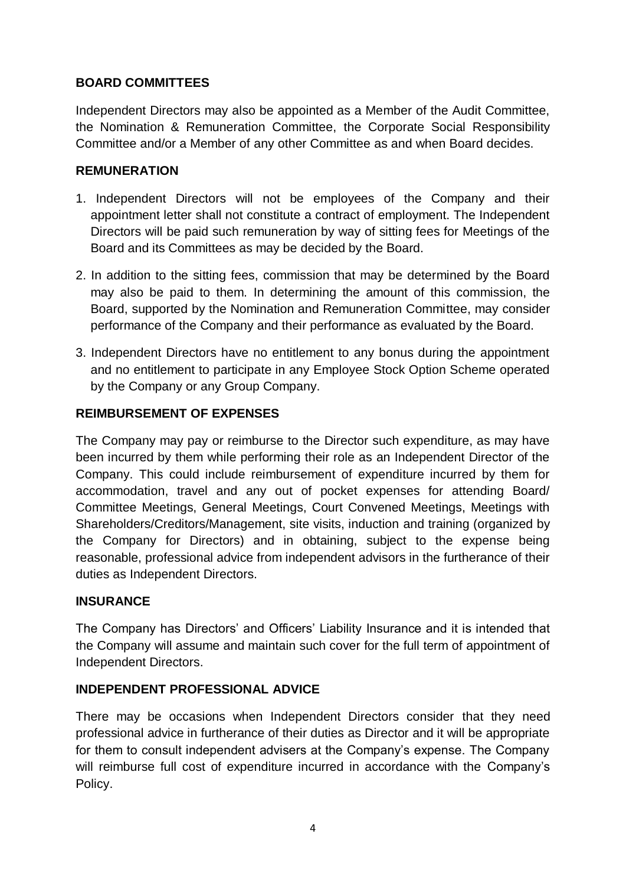## BOARD COMMITTEES

Independent Directors may also be appointed as a Member of the Audit Committee, the Nomination & Remuneration Committee, the Corporate Social Responsibility Committee and/or a Member of any other Committee as and when Board decides.

## REMUNERATION

1. Independent Directors will not be employees of the Company and their appointment letter shall not constitute a contract of employment. The Independent Directors will be paid such remuneration by way of sitting fees for Meetings of the Board and its Committees as may be decided by the Board.
2. In addition to the sitting fees, commission that may be determined by the Board may also be paid to them. In determining the amount of this commission, the Board, supported by the Nomination and Remuneration Committee, may consider performance of the Company and their performance as evaluated by the Board.
3. Independent Directors have no entitlement to any bonus during the appointment and no entitlement to participate in any Employee Stock Option Scheme operated by the Company or any Group Company.

## REIMBURSEMENT OF EXPENSES

The Company may pay or reimburse to the Director such expenditure, as may have been incurred by them while performing their role as an Independent Director of the Company. This could include reimbursement of expenditure incurred by them for accommodation, travel and any out of pocket expenses for attending Board/ Committee Meetings, General Meetings, Court Convened Meetings, Meetings with Shareholders/Creditors/Management, site visits, induction and training (organized by the Company for Directors) and in obtaining, subject to the expense being reasonable, professional advice from independent advisors in the furtherance of their duties as Independent Directors.

## INSURANCE

The Company has Directors' and Officers' Liability Insurance and it is intended that the Company will assume and maintain such cover for the full term of appointment of Independent Directors.

## INDEPENDENT PROFESSIONAL ADVICE

There may be occasions when Independent Directors consider that they need professional advice in furtherance of their duties as Director and it will be appropriate for them to consult independent advisers at the Company's expense. The Company will reimburse full cost of expenditure incurred in accordance with the Company's Policy.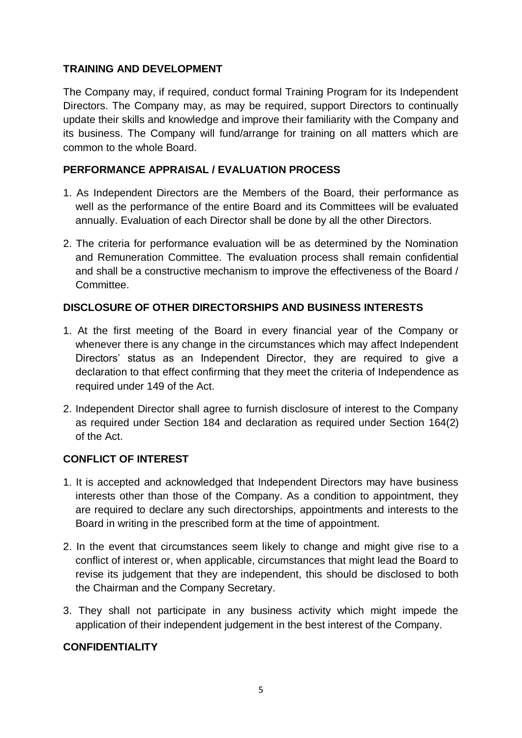## TRAINING AND DEVELOPMENT

The Company may, if required, conduct formal Training Program for its Independent Directors. The Company may, as may be required, support Directors to continually update their skills and knowledge and improve their familiarity with the Company and its business. The Company will fund/arrange for training on all matters which are common to the whole Board.

## PERFORMANCE APPRAISAL / EVALUATION PROCESS

1. As Independent Directors are the Members of the Board, their performance as well as the performance of the entire Board and its Committees will be evaluated annually. Evaluation of each Director shall be done by all the other Directors.
2. The criteria for performance evaluation will be as determined by the Nomination and Remuneration Committee. The evaluation process shall remain confidential and shall be a constructive mechanism to improve the effectiveness of the Board / Committee.

## DISCLOSURE OF OTHER DIRECTORSHIPS AND BUSINESS INTERESTS

1. At the first meeting of the Board in every financial year of the Company or whenever there is any change in the circumstances which may affect Independent Directors' status as an Independent Director, they are required to give a declaration to that effect confirming that they meet the criteria of Independence as required under 149 of the Act.
2. Independent Director shall agree to furnish disclosure of interest to the Company as required under Section 184 and declaration as required under Section 164(2) of the Act.

## CONFLICT OF INTEREST

1. It is accepted and acknowledged that Independent Directors may have business interests other than those of the Company. As a condition to appointment, they are required to declare any such directorships, appointments and interests to the Board in writing in the prescribed form at the time of appointment.
2. In the event that circumstances seem likely to change and might give rise to a conflict of interest or, when applicable, circumstances that might lead the Board to revise its judgement that they are independent, this should be disclosed to both the Chairman and the Company Secretary.
3. They shall not participate in any business activity which might impede the application of their independent judgement in the best interest of the Company.

## CONFIDENTIALITY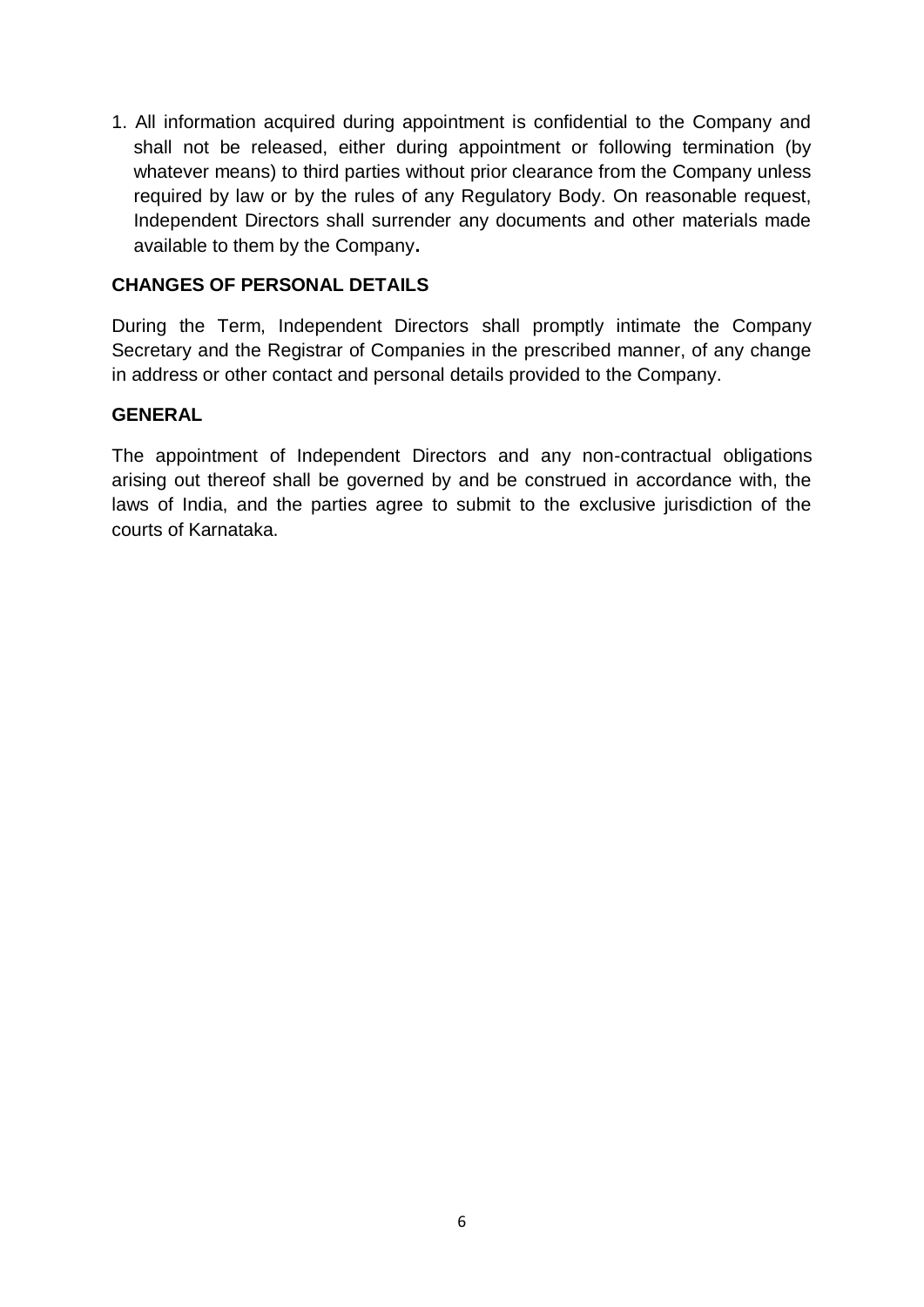1. All information acquired during appointment is confidential to the Company and shall not be released, either during appointment or following termination (by whatever means) to third parties without prior clearance from the Company unless required by law or by the rules of any Regulatory Body. On reasonable request, Independent Directors shall surrender any documents and other materials made available to them by the Company**.**

**CHANGES OF PERSONAL DETAILS**

During the Term, Independent Directors shall promptly intimate the Company Secretary and the Registrar of Companies in the prescribed manner, of any change in address or other contact and personal details provided to the Company.

**GENERAL**

The appointment of Independent Directors and any non-contractual obligations arising out thereof shall be governed by and be construed in accordance with, the laws of India, and the parties agree to submit to the exclusive jurisdiction of the courts of Karnataka.